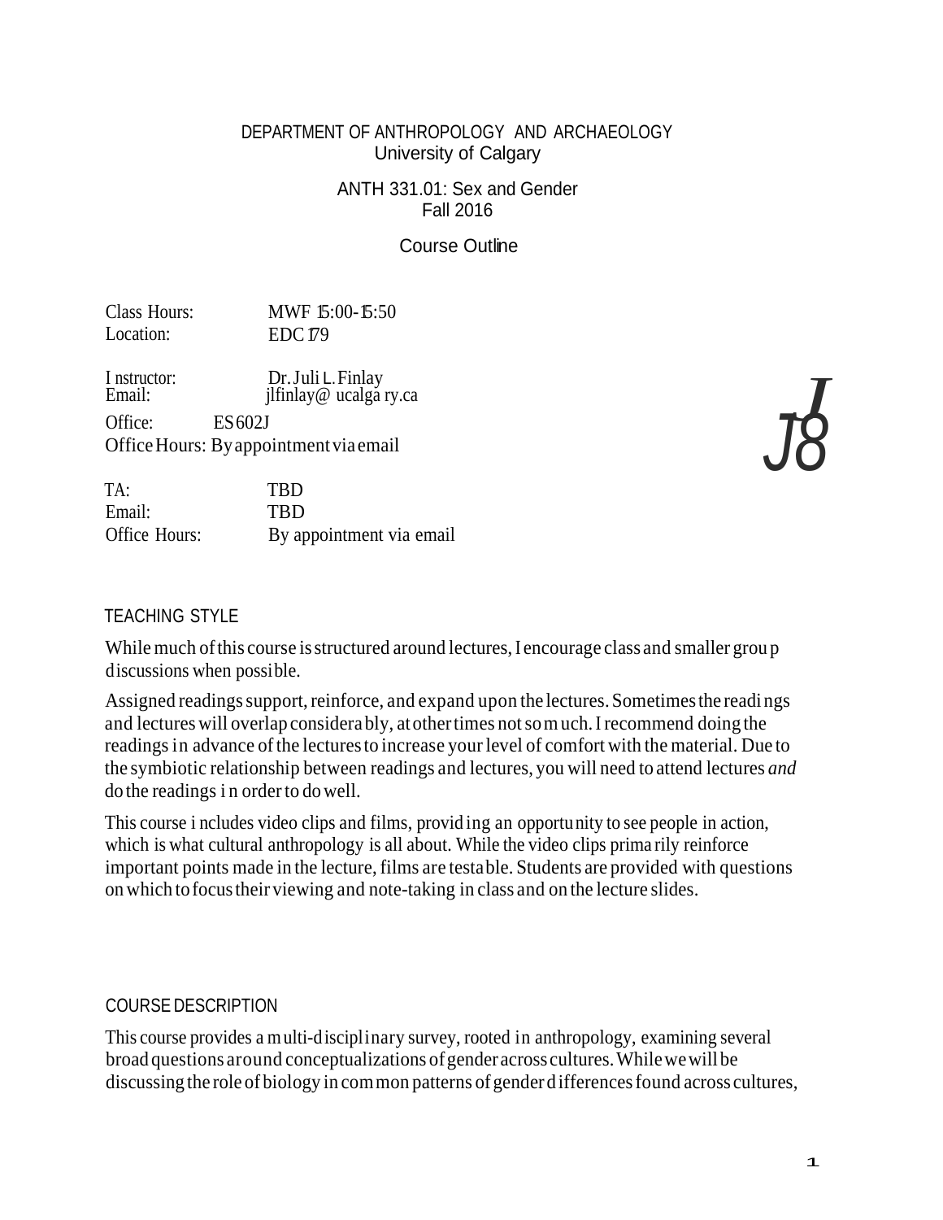DEPARTMENT OF ANTHROPOLOGY AND ARCHAEOLOGY
University of Calgary

ANTH 331.01: Sex and Gender
Fall 2016

Course Outline

Class Hours: MWF 15:00-15:50
Location: EDC 179

Instructor: Dr. Juli L. Finlay
Email: jlfinlay@ucalgary.ca
Office: ES 602J
Office Hours: By appointment via email

TA: TBD
Email: TBD
Office Hours: By appointment via email

## TEACHING STYLE

While much of this course is structured around lectures, I encourage class and smaller group discussions when possible.

Assigned readings support, reinforce, and expand upon the lectures. Sometimes the readings and lectures will overlap considerably, at other times not so much. I recommend doing the readings in advance of the lectures to increase your level of comfort with the material. Due to the symbiotic relationship between readings and lectures, you will need to attend lectures *and* do the readings in order to do well.

This course includes video clips and films, providing an opportunity to see people in action, which is what cultural anthropology is all about. While the video clips primarily reinforce important points made in the lecture, films are testable. Students are provided with questions on which to focus their viewing and note-taking in class and on the lecture slides.

## COURSE DESCRIPTION

This course provides a multi-disciplinary survey, rooted in anthropology, examining several broad questions around conceptualizations of gender across cultures. While we will be discussing the role of biology in common patterns of gender differences found across cultures,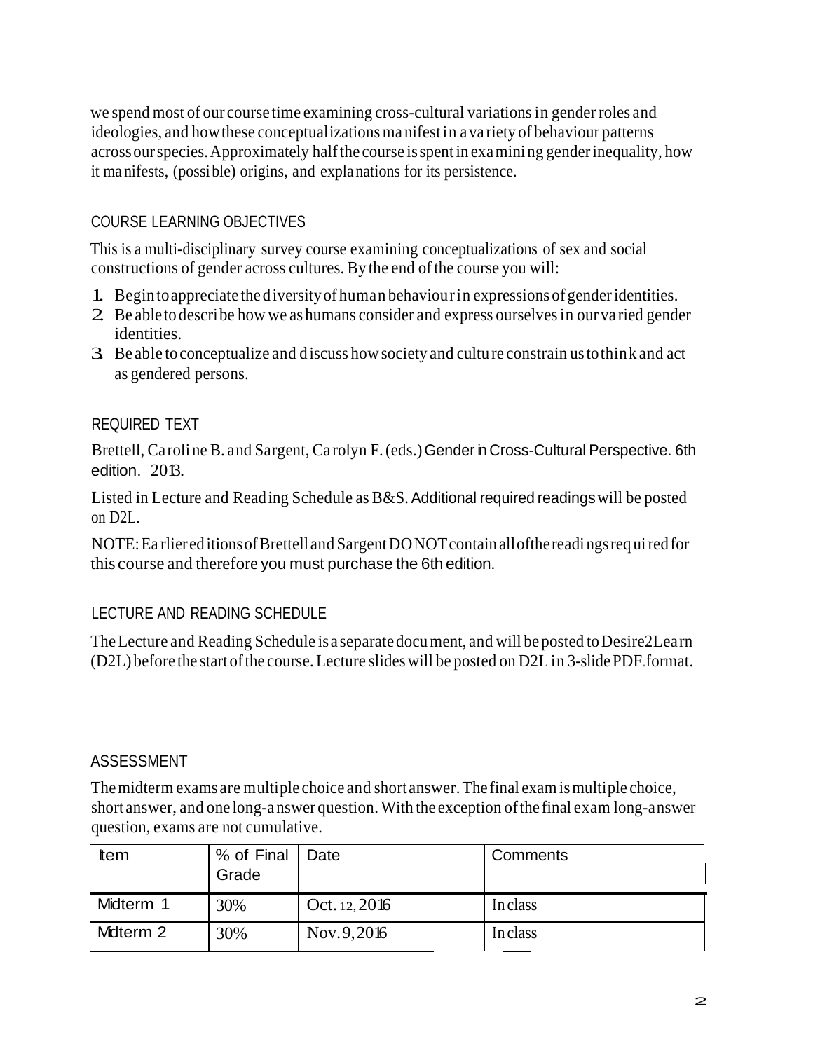we spend most of our course time examining cross-cultural variations in gender roles and ideologies, and how these conceptualizations manifest in a variety of behaviour patterns across our species. Approximately half the course is spent in examining gender inequality, how it manifests, (possible) origins, and explanations for its persistence.

## COURSE LEARNING OBJECTIVES

This is a multi-disciplinary survey course examining conceptualizations of sex and social constructions of gender across cultures. By the end of the course you will:

1. Begin to appreciate the diversity of human behaviour in expressions of gender identities.
2. Be able to describe how we as humans consider and express ourselves in our varied gender identities.
3. Be able to conceptualize and discuss how society and culture constrain us to think and act as gendered persons.

## REQUIRED TEXT

Brettell, Caroline B. and Sargent, Carolyn F. (eds.) Gender in Cross-Cultural Perspective. 6th edition. 2013.

Listed in Lecture and Reading Schedule as B&S. Additional required readings will be posted on D2L.

NOTE: Earlier editions of Brettell and Sargent DO NOT contain all of the readings required for this course and therefore you must purchase the 6th edition.

## LECTURE AND READING SCHEDULE

The Lecture and Reading Schedule is a separate document, and will be posted to Desire2Learn (D2L) before the start of the course. Lecture slides will be posted on D2L in 3-slide PDF format.

## ASSESSMENT

The midterm exams are multiple choice and short answer. The final exam is multiple choice, short answer, and one long-answer question. With the exception of the final exam long-answer question, exams are not cumulative.

| Item | % of Final Grade | Date | Comments |
|---|---|---|---|
| Midterm 1 | 30% | Oct. 12, 2016 | In class |
| Midterm 2 | 30% | Nov. 9, 2016 | In class |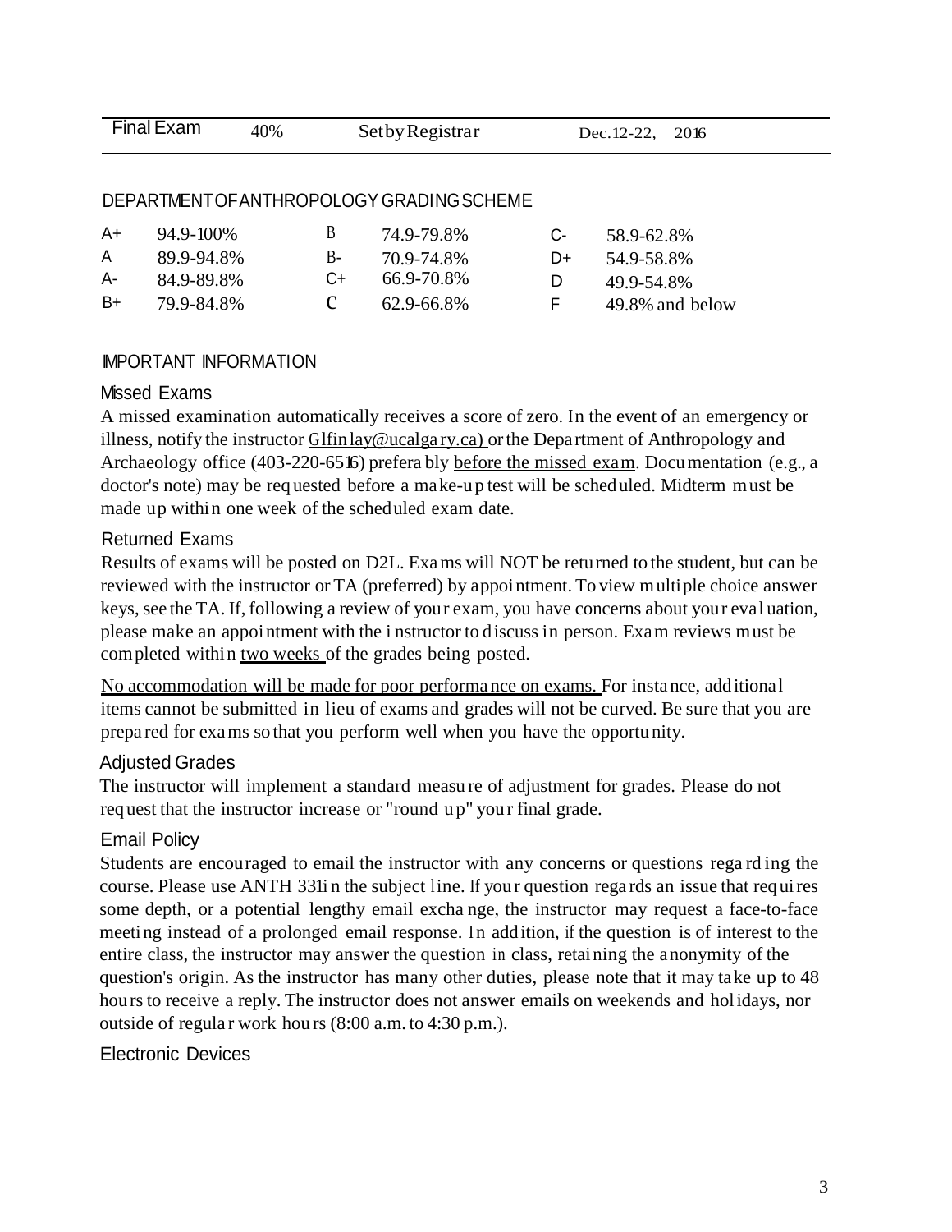| Final Exam | 40% | Set by Registrar | Dec. 12-22, 2016 |
|---|---|---|---|

## DEPARTMENT OF ANTHROPOLOGY GRADING SCHEME

| | | | | | |
|---|---|---|---|---|---|
| A+ | 94.9-100% | B | 74.9-79.8% | C- | 58.9-62.8% |
| A | 89.9-94.8% | B- | 70.9-74.8% | D+ | 54.9-58.8% |
| A- | 84.9-89.8% | C+ | 66.9-70.8% | D | 49.9-54.8% |
| B+ | 79.9-84.8% | C | 62.9-66.8% | F | 49.8% and below |

## IMPORTANT INFORMATION

### Missed Exams

A missed examination automatically receives a score of zero. In the event of an emergency or illness, notify the instructor Glfinlay@ucalgary.ca) or the Department of Anthropology and Archaeology office (403-220-6516) preferably before the missed exam. Documentation (e.g., a doctor's note) may be requested before a make-up test will be scheduled. Midterm must be made up within one week of the scheduled exam date.

### Returned Exams

Results of exams will be posted on D2L. Exams will NOT be returned to the student, but can be reviewed with the instructor or TA (preferred) by appointment. To view multiple choice answer keys, see the TA. If, following a review of your exam, you have concerns about your evaluation, please make an appointment with the instructor to discuss in person. Exam reviews must be completed within two weeks of the grades being posted.

No accommodation will be made for poor performance on exams. For instance, additional items cannot be submitted in lieu of exams and grades will not be curved. Be sure that you are prepared for exams so that you perform well when you have the opportunity.

### Adjusted Grades

The instructor will implement a standard measure of adjustment for grades. Please do not request that the instructor increase or "round up" your final grade.

### Email Policy

Students are encouraged to email the instructor with any concerns or questions regarding the course. Please use ANTH 331in the subject line. If your question regards an issue that requires some depth, or a potential lengthy email exchange, the instructor may request a face-to-face meeting instead of a prolonged email response. In addition, if the question is of interest to the entire class, the instructor may answer the question in class, retaining the anonymity of the question's origin. As the instructor has many other duties, please note that it may take up to 48 hours to receive a reply. The instructor does not answer emails on weekends and holidays, nor outside of regular work hours (8:00 a.m. to 4:30 p.m.).

### Electronic Devices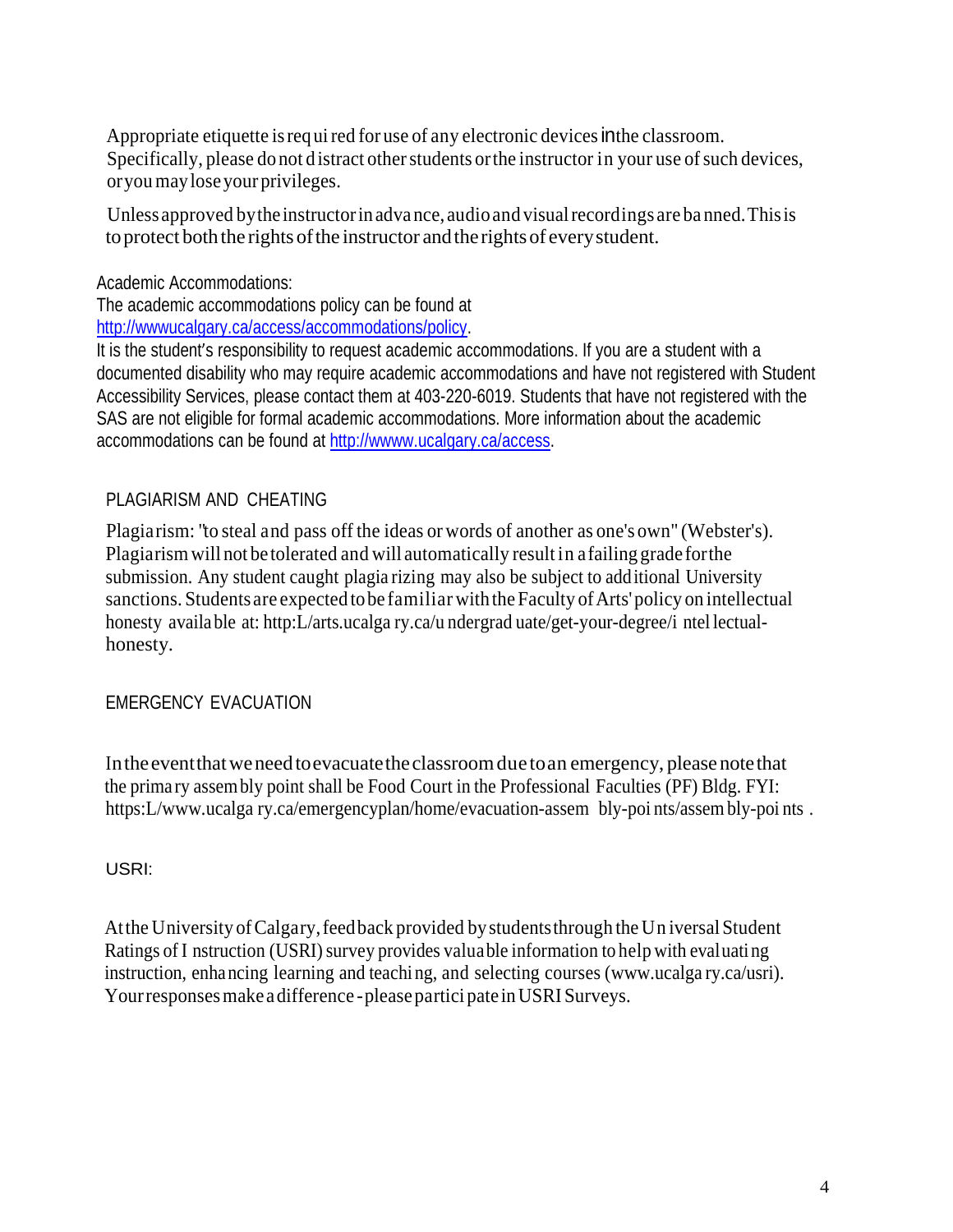Appropriate etiquette is required for use of any electronic devices in the classroom. Specifically, please do not distract other students or the instructor in your use of such devices, or you may lose your privileges.

Unless approved by the instructor in advance, audio and visual recordings are banned. This is to protect both the rights of the instructor and the rights of every student.

Academic Accommodations:
The academic accommodations policy can be found at
http://wwwucalgary.ca/access/accommodations/policy.
It is the student's responsibility to request academic accommodations. If you are a student with a documented disability who may require academic accommodations and have not registered with Student Accessibility Services, please contact them at 403-220-6019. Students that have not registered with the SAS are not eligible for formal academic accommodations. More information about the academic accommodations can be found at http://wwww.ucalgary.ca/access.

## PLAGIARISM AND CHEATING

Plagiarism: "to steal and pass off the ideas or words of another as one's own" (Webster's). Plagiarism will not be tolerated and will automatically result in a failing grade for the submission. Any student caught plagiarizing may also be subject to additional University sanctions. Students are expected to be familiar with the Faculty of Arts' policy on intellectual honesty available at: http:L/arts.ucalgary.ca/undergraduate/get-your-degree/intellectual-honesty.

## EMERGENCY EVACUATION

In the event that we need to evacuate the classroom due to an emergency, please note that the primary assembly point shall be Food Court in the Professional Faculties (PF) Bldg. FYI: https:L/www.ucalgary.ca/emergencyplan/home/evacuation-assembly-points/assembly-points .

## USRI:

At the University of Calgary, feedback provided by students through the Universal Student Ratings of Instruction (USRI) survey provides valuable information to help with evaluating instruction, enhancing learning and teaching, and selecting courses (www.ucalgary.ca/usri). Your responses make a difference - please participate in USRI Surveys.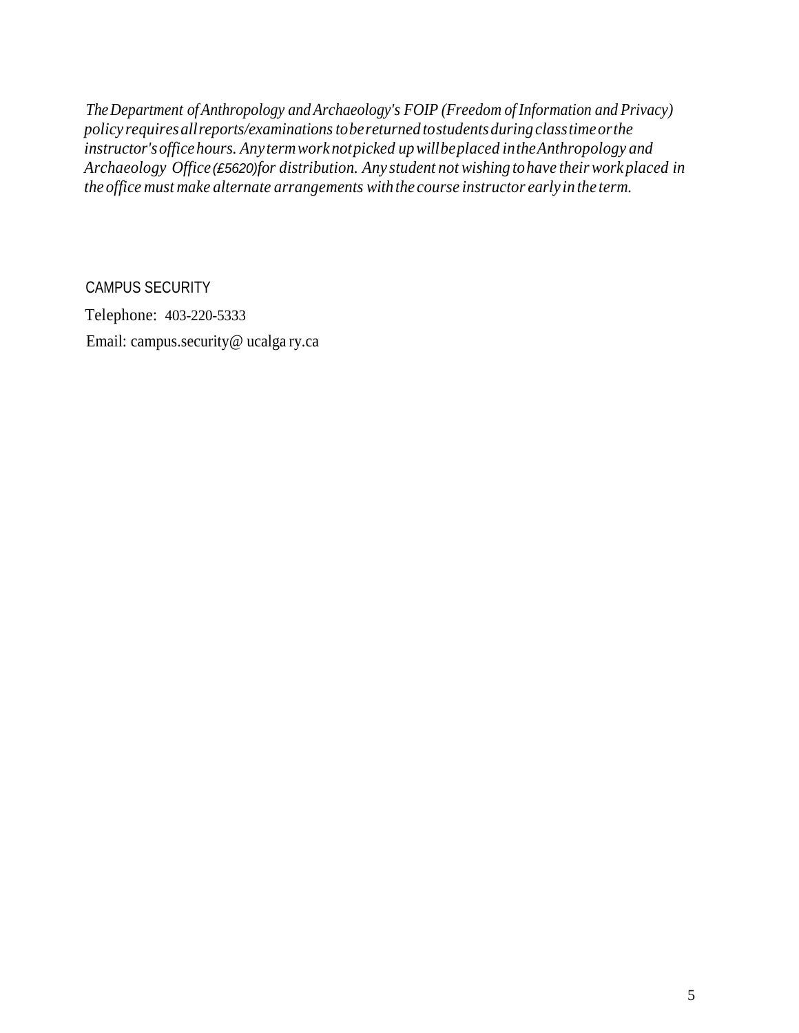*The Department of Anthropology and Archaeology's FOIP (Freedom of Information and Privacy) policy requires all reports/examinations to be returned to students during class time or the instructor's office hours. Any term work not picked up will be placed in the Anthropology and Archaeology Office (£5620) for distribution. Any student not wishing to have their work placed in the office must make alternate arrangements with the course instructor early in the term.*

CAMPUS SECURITY

Telephone: 403-220-5333

Email: campus.security@ ucalga ry.ca